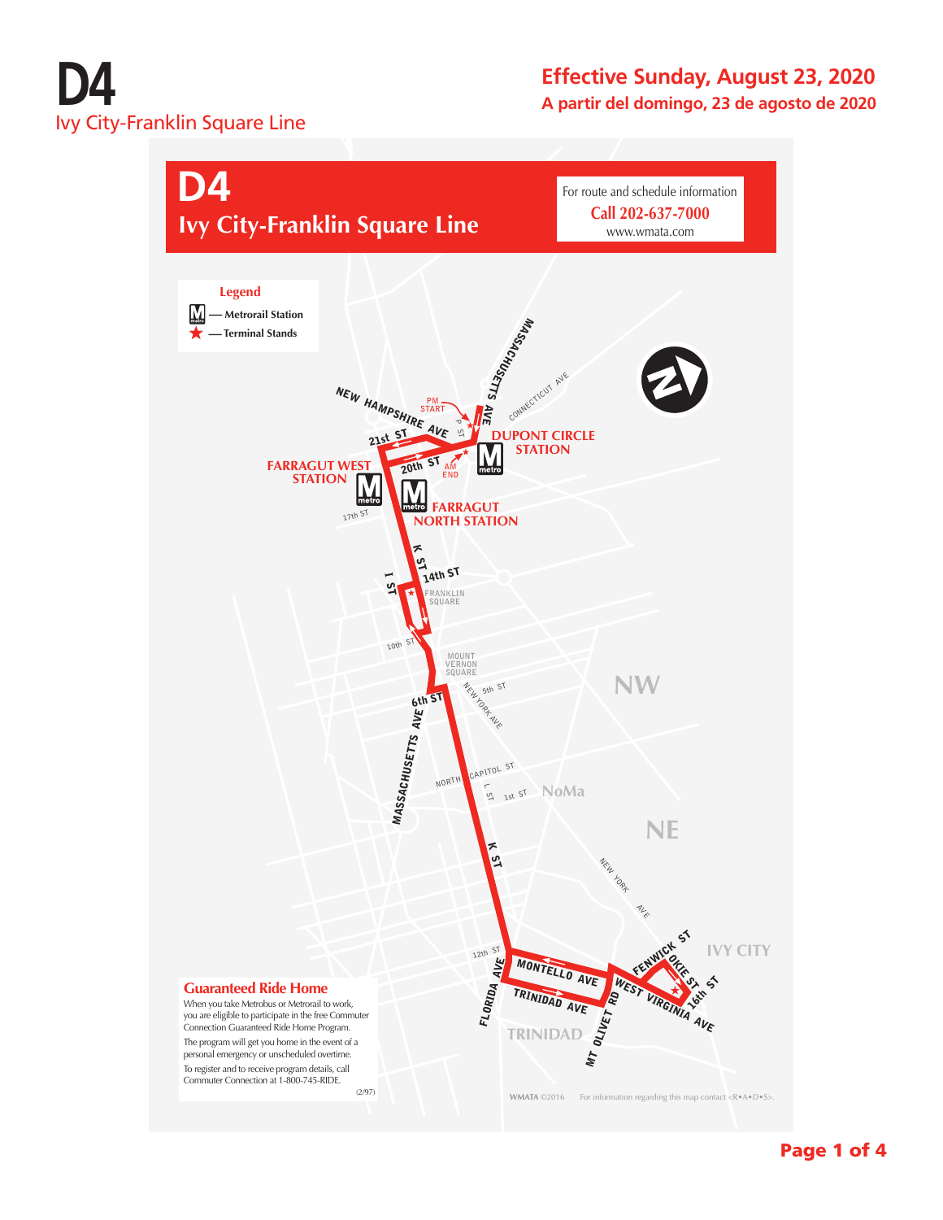# D4

## Ivy City-Franklin Square Line

**Effective Sunday, August 23, 2020**

**A partir del domingo, 23 de agosto de 2020**

## D4 Ivy City-Franklin Square Line

For route and schedule information

**Call 202-637-7000**

www.wmata.com

**Legend**

- Metrorail Station
- Terminal Stands

MASSACHUSETTS AVE

CONNECTICUT AVE

NEW HAMPSHIRE AVE

PM START

P ST

21st ST

20th ST

AM END

DUPONT CIRCLE STATION

FARRAGUT WEST STATION

FARRAGUT NORTH STATION

17th ST

K ST

14th ST

I ST

FRANKLIN SQUARE

10th ST

MOUNT VERNON SQUARE

5th ST

NEW YORK AVE

6th ST

MASSACHUSETTS AVE

NW

NORTH CAPITOL ST

L ST

1st ST

NoMa

NE

K ST

NEW YORK AVE

12th ST

FLORIDA AVE

MONTELLO AVE

TRINIDAD AVE

MT OLIVET RD

FENWICK ST

OKIE ST

16th ST

WEST VIRGINIA AVE

IVY CITY

TRINIDAD

### Guaranteed Ride Home

When you take Metrobus or Metrorail to work, you are eligible to participate in the free Commuter Connection Guaranteed Ride Home Program.

The program will get you home in the event of a personal emergency or unscheduled overtime.

To register and to receive program details, call Commuter Connection at 1-800-745-RIDE.

(2/97)

WMATA ©2016 For information regarding this map contact <R•A•D•S>.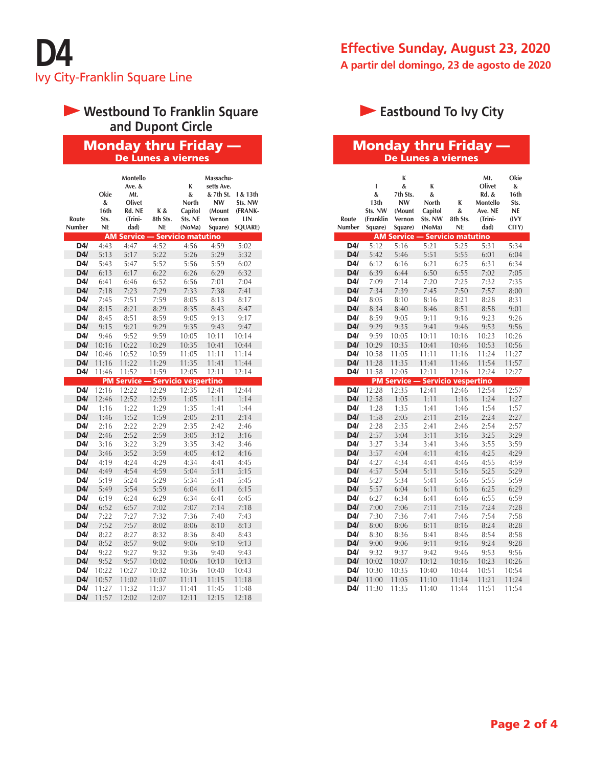# D4

Ivy City-Franklin Square Line

**Effective Sunday, August 23, 2020**

**A partir del domingo, 23 de agosto de 2020**

## Westbound To Franklin Square and Dupont Circle

### Monday thru Friday — De Lunes a viernes

| Route Number | Okie & 16th Sts. NE | Montello Ave. & Mt. Olivet Rd. NE (Trinidad) | K & 8th Sts. NE | K & North Capitol Sts. NE (NoMa) | Massachusetts Ave. & 7th St. NW (Mount Vernon Square) | I & 13th Sts. NW (FRANKLIN SQUARE) |
|---|---|---|---|---|---|---|
| **AM Service — Servicio matutino** | | | | | | |
| D4/ | 4:43 | 4:47 | 4:52 | 4:56 | 4:59 | 5:02 |
| D4/ | 5:13 | 5:17 | 5:22 | 5:26 | 5:29 | 5:32 |
| D4/ | 5:43 | 5:47 | 5:52 | 5:56 | 5:59 | 6:02 |
| D4/ | 6:13 | 6:17 | 6:22 | 6:26 | 6:29 | 6:32 |
| D4/ | 6:41 | 6:46 | 6:52 | 6:56 | 7:01 | 7:04 |
| D4/ | 7:18 | 7:23 | 7:29 | 7:33 | 7:38 | 7:41 |
| D4/ | 7:45 | 7:51 | 7:59 | 8:05 | 8:13 | 8:17 |
| D4/ | 8:15 | 8:21 | 8:29 | 8:35 | 8:43 | 8:47 |
| D4/ | 8:45 | 8:51 | 8:59 | 9:05 | 9:13 | 9:17 |
| D4/ | 9:15 | 9:21 | 9:29 | 9:35 | 9:43 | 9:47 |
| D4/ | 9:46 | 9:52 | 9:59 | 10:05 | 10:11 | 10:14 |
| D4/ | 10:16 | 10:22 | 10:29 | 10:35 | 10:41 | 10:44 |
| D4/ | 10:46 | 10:52 | 10:59 | 11:05 | 11:11 | 11:14 |
| D4/ | 11:16 | 11:22 | 11:29 | 11:35 | 11:41 | 11:44 |
| D4/ | 11:46 | 11:52 | 11:59 | 12:05 | 12:11 | 12:14 |
| **PM Service — Servicio vespertino** | | | | | | |
| D4/ | 12:16 | 12:22 | 12:29 | 12:35 | 12:41 | 12:44 |
| D4/ | 12:46 | 12:52 | 12:59 | 1:05 | 1:11 | 1:14 |
| D4/ | 1:16 | 1:22 | 1:29 | 1:35 | 1:41 | 1:44 |
| D4/ | 1:46 | 1:52 | 1:59 | 2:05 | 2:11 | 2:14 |
| D4/ | 2:16 | 2:22 | 2:29 | 2:35 | 2:42 | 2:46 |
| D4/ | 2:46 | 2:52 | 2:59 | 3:05 | 3:12 | 3:16 |
| D4/ | 3:16 | 3:22 | 3:29 | 3:35 | 3:42 | 3:46 |
| D4/ | 3:46 | 3:52 | 3:59 | 4:05 | 4:12 | 4:16 |
| D4/ | 4:19 | 4:24 | 4:29 | 4:34 | 4:41 | 4:45 |
| D4/ | 4:49 | 4:54 | 4:59 | 5:04 | 5:11 | 5:15 |
| D4/ | 5:19 | 5:24 | 5:29 | 5:34 | 5:41 | 5:45 |
| D4/ | 5:49 | 5:54 | 5:59 | 6:04 | 6:11 | 6:15 |
| D4/ | 6:19 | 6:24 | 6:29 | 6:34 | 6:41 | 6:45 |
| D4/ | 6:52 | 6:57 | 7:02 | 7:07 | 7:14 | 7:18 |
| D4/ | 7:22 | 7:27 | 7:32 | 7:36 | 7:40 | 7:43 |
| D4/ | 7:52 | 7:57 | 8:02 | 8:06 | 8:10 | 8:13 |
| D4/ | 8:22 | 8:27 | 8:32 | 8:36 | 8:40 | 8:43 |
| D4/ | 8:52 | 8:57 | 9:02 | 9:06 | 9:10 | 9:13 |
| D4/ | 9:22 | 9:27 | 9:32 | 9:36 | 9:40 | 9:43 |
| D4/ | 9:52 | 9:57 | 10:02 | 10:06 | 10:10 | 10:13 |
| D4/ | 10:22 | 10:27 | 10:32 | 10:36 | 10:40 | 10:43 |
| D4/ | 10:57 | 11:02 | 11:07 | 11:11 | 11:15 | 11:18 |
| D4/ | 11:27 | 11:32 | 11:37 | 11:41 | 11:45 | 11:48 |
| D4/ | 11:57 | 12:02 | 12:07 | 12:11 | 12:15 | 12:18 |

## Eastbound To Ivy City

### Monday thru Friday — De Lunes a viernes

| Route Number | I & 13th Sts. NW (Franklin Square) | K & 7th Sts. NW (Mount Vernon Square) | K & North Capitol Sts. NW (NoMa) | K & 8th Sts. NE | Mt. Olivet Rd. & Montello Ave. NE (Trinidad) | Okie & 16th Sts. NE (IVY CITY) |
|---|---|---|---|---|---|---|
| **AM Service — Servicio matutino** | | | | | | |
| D4/ | 5:12 | 5:16 | 5:21 | 5:25 | 5:31 | 5:34 |
| D4/ | 5:42 | 5:46 | 5:51 | 5:55 | 6:01 | 6:04 |
| D4/ | 6:12 | 6:16 | 6:21 | 6:25 | 6:31 | 6:34 |
| D4/ | 6:39 | 6:44 | 6:50 | 6:55 | 7:02 | 7:05 |
| D4/ | 7:09 | 7:14 | 7:20 | 7:25 | 7:32 | 7:35 |
| D4/ | 7:34 | 7:39 | 7:45 | 7:50 | 7:57 | 8:00 |
| D4/ | 8:05 | 8:10 | 8:16 | 8:21 | 8:28 | 8:31 |
| D4/ | 8:34 | 8:40 | 8:46 | 8:51 | 8:58 | 9:01 |
| D4/ | 8:59 | 9:05 | 9:11 | 9:16 | 9:23 | 9:26 |
| D4/ | 9:29 | 9:35 | 9:41 | 9:46 | 9:53 | 9:56 |
| D4/ | 9:59 | 10:05 | 10:11 | 10:16 | 10:23 | 10:26 |
| D4/ | 10:29 | 10:35 | 10:41 | 10:46 | 10:53 | 10:56 |
| D4/ | 10:58 | 11:05 | 11:11 | 11:16 | 11:24 | 11:27 |
| D4/ | 11:28 | 11:35 | 11:41 | 11:46 | 11:54 | 11:57 |
| D4/ | 11:58 | 12:05 | 12:11 | 12:16 | 12:24 | 12:27 |
| **PM Service — Servicio vespertino** | | | | | | |
| D4/ | 12:28 | 12:35 | 12:41 | 12:46 | 12:54 | 12:57 |
| D4/ | 12:58 | 1:05 | 1:11 | 1:16 | 1:24 | 1:27 |
| D4/ | 1:28 | 1:35 | 1:41 | 1:46 | 1:54 | 1:57 |
| D4/ | 1:58 | 2:05 | 2:11 | 2:16 | 2:24 | 2:27 |
| D4/ | 2:28 | 2:35 | 2:41 | 2:46 | 2:54 | 2:57 |
| D4/ | 2:57 | 3:04 | 3:11 | 3:16 | 3:25 | 3:29 |
| D4/ | 3:27 | 3:34 | 3:41 | 3:46 | 3:55 | 3:59 |
| D4/ | 3:57 | 4:04 | 4:11 | 4:16 | 4:25 | 4:29 |
| D4/ | 4:27 | 4:34 | 4:41 | 4:46 | 4:55 | 4:59 |
| D4/ | 4:57 | 5:04 | 5:11 | 5:16 | 5:25 | 5:29 |
| D4/ | 5:27 | 5:34 | 5:41 | 5:46 | 5:55 | 5:59 |
| D4/ | 5:57 | 6:04 | 6:11 | 6:16 | 6:25 | 6:29 |
| D4/ | 6:27 | 6:34 | 6:41 | 6:46 | 6:55 | 6:59 |
| D4/ | 7:00 | 7:06 | 7:11 | 7:16 | 7:24 | 7:28 |
| D4/ | 7:30 | 7:36 | 7:41 | 7:46 | 7:54 | 7:58 |
| D4/ | 8:00 | 8:06 | 8:11 | 8:16 | 8:24 | 8:28 |
| D4/ | 8:30 | 8:36 | 8:41 | 8:46 | 8:54 | 8:58 |
| D4/ | 9:00 | 9:06 | 9:11 | 9:16 | 9:24 | 9:28 |
| D4/ | 9:32 | 9:37 | 9:42 | 9:46 | 9:53 | 9:56 |
| D4/ | 10:02 | 10:07 | 10:12 | 10:16 | 10:23 | 10:26 |
| D4/ | 10:30 | 10:35 | 10:40 | 10:44 | 10:51 | 10:54 |
| D4/ | 11:00 | 11:05 | 11:10 | 11:14 | 11:21 | 11:24 |
| D4/ | 11:30 | 11:35 | 11:40 | 11:44 | 11:51 | 11:54 |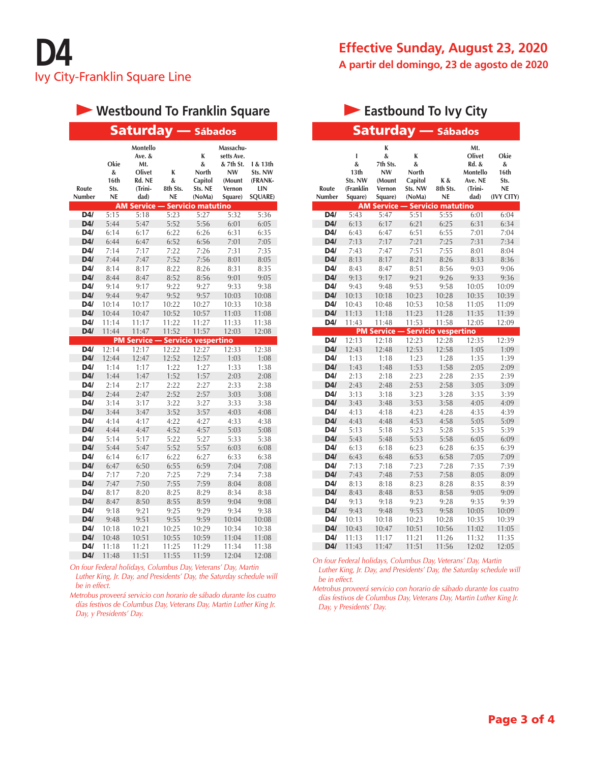# D4

Ivy City-Franklin Square Line

**Effective Sunday, August 23, 2020**

**A partir del domingo, 23 de agosto de 2020**

## Westbound To Franklin Square

### Saturday — Sábados

| Route Number | Okie & 16th Sts. NE | Montello Ave. & Mt. Olivet Rd. NE (Trinidad) | K & 8th Sts. NE | K & North Capitol Sts. NE (NoMa) | Massachusetts Ave. & 7th St. NW (Mount Vernon Square) | I & 13th Sts. NW (FRANKLIN SQUARE) |
|---|---|---|---|---|---|---|
| **AM Service — Servicio matutino** | | | | | | |
| D4/ | 5:15 | 5:18 | 5:23 | 5:27 | 5:32 | 5:36 |
| D4/ | 5:44 | 5:47 | 5:52 | 5:56 | 6:01 | 6:05 |
| D4/ | 6:14 | 6:17 | 6:22 | 6:26 | 6:31 | 6:35 |
| D4/ | 6:44 | 6:47 | 6:52 | 6:56 | 7:01 | 7:05 |
| D4/ | 7:14 | 7:17 | 7:22 | 7:26 | 7:31 | 7:35 |
| D4/ | 7:44 | 7:47 | 7:52 | 7:56 | 8:01 | 8:05 |
| D4/ | 8:14 | 8:17 | 8:22 | 8:26 | 8:31 | 8:35 |
| D4/ | 8:44 | 8:47 | 8:52 | 8:56 | 9:01 | 9:05 |
| D4/ | 9:14 | 9:17 | 9:22 | 9:27 | 9:33 | 9:38 |
| D4/ | 9:44 | 9:47 | 9:52 | 9:57 | 10:03 | 10:08 |
| D4/ | 10:14 | 10:17 | 10:22 | 10:27 | 10:33 | 10:38 |
| D4/ | 10:44 | 10:47 | 10:52 | 10:57 | 11:03 | 11:08 |
| D4/ | 11:14 | 11:17 | 11:22 | 11:27 | 11:33 | 11:38 |
| D4/ | 11:44 | 11:47 | 11:52 | 11:57 | 12:03 | 12:08 |
| **PM Service — Servicio vespertino** | | | | | | |
| D4/ | 12:14 | 12:17 | 12:22 | 12:27 | 12:33 | 12:38 |
| D4/ | 12:44 | 12:47 | 12:52 | 12:57 | 1:03 | 1:08 |
| D4/ | 1:14 | 1:17 | 1:22 | 1:27 | 1:33 | 1:38 |
| D4/ | 1:44 | 1:47 | 1:52 | 1:57 | 2:03 | 2:08 |
| D4/ | 2:14 | 2:17 | 2:22 | 2:27 | 2:33 | 2:38 |
| D4/ | 2:44 | 2:47 | 2:52 | 2:57 | 3:03 | 3:08 |
| D4/ | 3:14 | 3:17 | 3:22 | 3:27 | 3:33 | 3:38 |
| D4/ | 3:44 | 3:47 | 3:52 | 3:57 | 4:03 | 4:08 |
| D4/ | 4:14 | 4:17 | 4:22 | 4:27 | 4:33 | 4:38 |
| D4/ | 4:44 | 4:47 | 4:52 | 4:57 | 5:03 | 5:08 |
| D4/ | 5:14 | 5:17 | 5:22 | 5:27 | 5:33 | 5:38 |
| D4/ | 5:44 | 5:47 | 5:52 | 5:57 | 6:03 | 6:08 |
| D4/ | 6:14 | 6:17 | 6:22 | 6:27 | 6:33 | 6:38 |
| D4/ | 6:47 | 6:50 | 6:55 | 6:59 | 7:04 | 7:08 |
| D4/ | 7:17 | 7:20 | 7:25 | 7:29 | 7:34 | 7:38 |
| D4/ | 7:47 | 7:50 | 7:55 | 7:59 | 8:04 | 8:08 |
| D4/ | 8:17 | 8:20 | 8:25 | 8:29 | 8:34 | 8:38 |
| D4/ | 8:47 | 8:50 | 8:55 | 8:59 | 9:04 | 9:08 |
| D4/ | 9:18 | 9:21 | 9:25 | 9:29 | 9:34 | 9:38 |
| D4/ | 9:48 | 9:51 | 9:55 | 9:59 | 10:04 | 10:08 |
| D4/ | 10:18 | 10:21 | 10:25 | 10:29 | 10:34 | 10:38 |
| D4/ | 10:48 | 10:51 | 10:55 | 10:59 | 11:04 | 11:08 |
| D4/ | 11:18 | 11:21 | 11:25 | 11:29 | 11:34 | 11:38 |
| D4/ | 11:48 | 11:51 | 11:55 | 11:59 | 12:04 | 12:08 |

*On four Federal holidays, Columbus Day, Veterans' Day, Martin Luther King, Jr. Day, and Presidents' Day, the Saturday schedule will be in effect.*

*Metrobus proveerá servicio con horario de sábado durante los cuatro días festivos de Columbus Day, Veterans Day, Martin Luther King Jr. Day, y Presidents' Day.*

## Eastbound To Ivy City

### Saturday — Sábados

| Route Number | I & 13th Sts. NW (Franklin Square) | K & 7th Sts. NW (Mount Vernon Square) | K & North Capitol Sts. NW (NoMa) | K & 8th Sts. NE | Mt. Olivet Rd. & Montello Ave. NE (Trinidad) | Okie & 16th Sts. NE (IVY CITY) |
|---|---|---|---|---|---|---|
| **AM Service — Servicio matutino** | | | | | | |
| D4/ | 5:43 | 5:47 | 5:51 | 5:55 | 6:01 | 6:04 |
| D4/ | 6:13 | 6:17 | 6:21 | 6:25 | 6:31 | 6:34 |
| D4/ | 6:43 | 6:47 | 6:51 | 6:55 | 7:01 | 7:04 |
| D4/ | 7:13 | 7:17 | 7:21 | 7:25 | 7:31 | 7:34 |
| D4/ | 7:43 | 7:47 | 7:51 | 7:55 | 8:01 | 8:04 |
| D4/ | 8:13 | 8:17 | 8:21 | 8:26 | 8:33 | 8:36 |
| D4/ | 8:43 | 8:47 | 8:51 | 8:56 | 9:03 | 9:06 |
| D4/ | 9:13 | 9:17 | 9:21 | 9:26 | 9:33 | 9:36 |
| D4/ | 9:43 | 9:48 | 9:53 | 9:58 | 10:05 | 10:09 |
| D4/ | 10:13 | 10:18 | 10:23 | 10:28 | 10:35 | 10:39 |
| D4/ | 10:43 | 10:48 | 10:53 | 10:58 | 11:05 | 11:09 |
| D4/ | 11:13 | 11:18 | 11:23 | 11:28 | 11:35 | 11:39 |
| D4/ | 11:43 | 11:48 | 11:53 | 11:58 | 12:05 | 12:09 |
| **PM Service — Servicio vespertino** | | | | | | |
| D4/ | 12:13 | 12:18 | 12:23 | 12:28 | 12:35 | 12:39 |
| D4/ | 12:43 | 12:48 | 12:53 | 12:58 | 1:05 | 1:09 |
| D4/ | 1:13 | 1:18 | 1:23 | 1:28 | 1:35 | 1:39 |
| D4/ | 1:43 | 1:48 | 1:53 | 1:58 | 2:05 | 2:09 |
| D4/ | 2:13 | 2:18 | 2:23 | 2:28 | 2:35 | 2:39 |
| D4/ | 2:43 | 2:48 | 2:53 | 2:58 | 3:05 | 3:09 |
| D4/ | 3:13 | 3:18 | 3:23 | 3:28 | 3:35 | 3:39 |
| D4/ | 3:43 | 3:48 | 3:53 | 3:58 | 4:05 | 4:09 |
| D4/ | 4:13 | 4:18 | 4:23 | 4:28 | 4:35 | 4:39 |
| D4/ | 4:43 | 4:48 | 4:53 | 4:58 | 5:05 | 5:09 |
| D4/ | 5:13 | 5:18 | 5:23 | 5:28 | 5:35 | 5:39 |
| D4/ | 5:43 | 5:48 | 5:53 | 5:58 | 6:05 | 6:09 |
| D4/ | 6:13 | 6:18 | 6:23 | 6:28 | 6:35 | 6:39 |
| D4/ | 6:43 | 6:48 | 6:53 | 6:58 | 7:05 | 7:09 |
| D4/ | 7:13 | 7:18 | 7:23 | 7:28 | 7:35 | 7:39 |
| D4/ | 7:43 | 7:48 | 7:53 | 7:58 | 8:05 | 8:09 |
| D4/ | 8:13 | 8:18 | 8:23 | 8:28 | 8:35 | 8:39 |
| D4/ | 8:43 | 8:48 | 8:53 | 8:58 | 9:05 | 9:09 |
| D4/ | 9:13 | 9:18 | 9:23 | 9:28 | 9:35 | 9:39 |
| D4/ | 9:43 | 9:48 | 9:53 | 9:58 | 10:05 | 10:09 |
| D4/ | 10:13 | 10:18 | 10:23 | 10:28 | 10:35 | 10:39 |
| D4/ | 10:43 | 10:47 | 10:51 | 10:56 | 11:02 | 11:05 |
| D4/ | 11:13 | 11:17 | 11:21 | 11:26 | 11:32 | 11:35 |
| D4/ | 11:43 | 11:47 | 11:51 | 11:56 | 12:02 | 12:05 |

*On four Federal holidays, Columbus Day, Veterans' Day, Martin Luther King, Jr. Day, and Presidents' Day, the Saturday schedule will be in effect.*

*Metrobus proveerá servicio con horario de sábado durante los cuatro días festivos de Columbus Day, Veterans Day, Martin Luther King Jr. Day, y Presidents' Day.*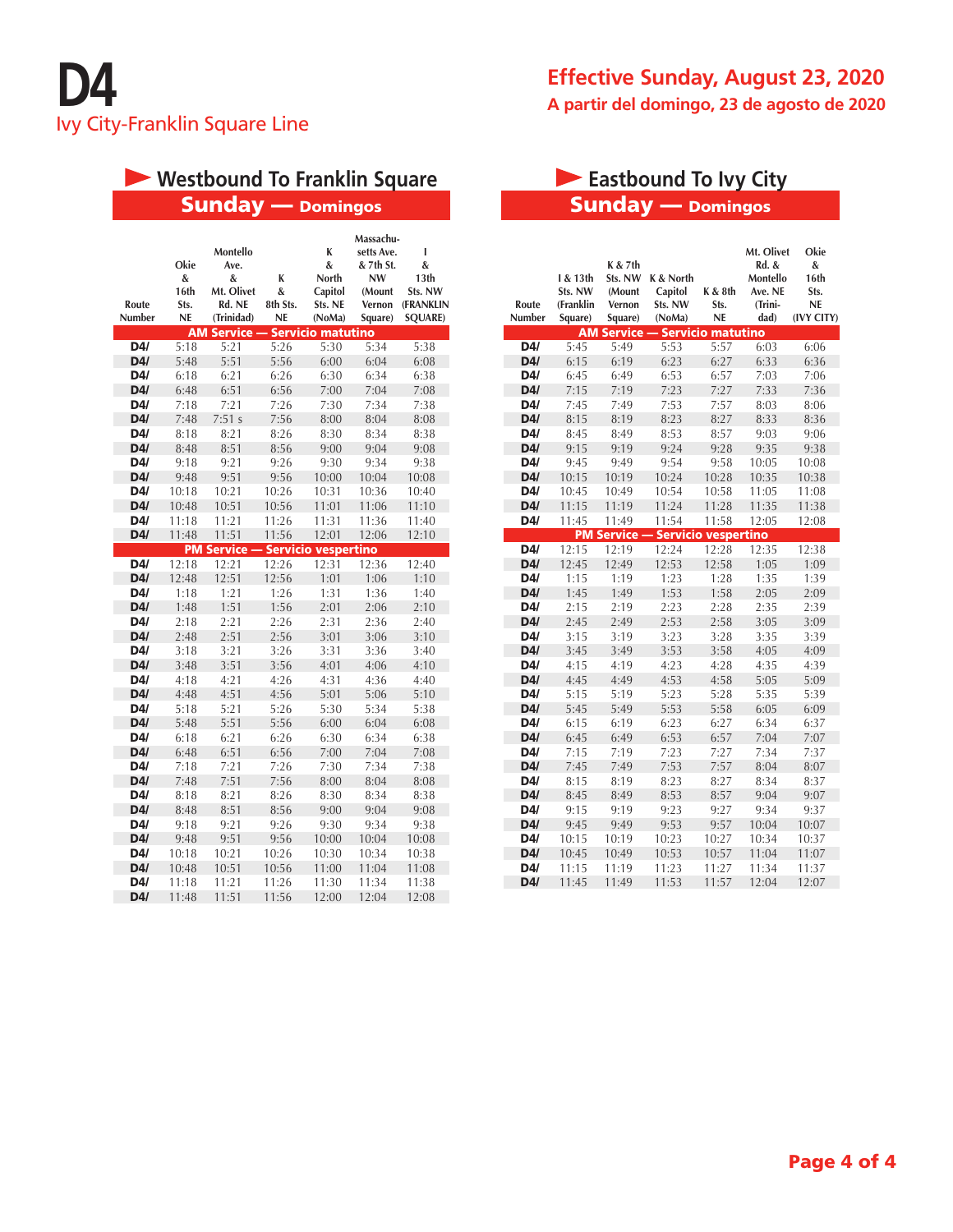# D4

## Ivy City-Franklin Square Line

**Effective Sunday, August 23, 2020**
**A partir del domingo, 23 de agosto de 2020**

## Westbound To Franklin Square

### Sunday — Domingos

| Route Number | Okie & 16th Sts. NE | Montello Ave. & Mt. Olivet Rd. NE (Trinidad) | K & 8th Sts. NE | K & North Capitol Sts. NE (NoMa) | Massachusetts Ave. & 7th St. NW (Mount Vernon Square) | I & 13th Sts. NW (FRANKLIN SQUARE) |
|---|---|---|---|---|---|---|
| **AM Service — Servicio matutino** | | | | | | |
| D4/ | 5:18 | 5:21 | 5:26 | 5:30 | 5:34 | 5:38 |
| D4/ | 5:48 | 5:51 | 5:56 | 6:00 | 6:04 | 6:08 |
| D4/ | 6:18 | 6:21 | 6:26 | 6:30 | 6:34 | 6:38 |
| D4/ | 6:48 | 6:51 | 6:56 | 7:00 | 7:04 | 7:08 |
| D4/ | 7:18 | 7:21 | 7:26 | 7:30 | 7:34 | 7:38 |
| D4/ | 7:48 | 7:51 s | 7:56 | 8:00 | 8:04 | 8:08 |
| D4/ | 8:18 | 8:21 | 8:26 | 8:30 | 8:34 | 8:38 |
| D4/ | 8:48 | 8:51 | 8:56 | 9:00 | 9:04 | 9:08 |
| D4/ | 9:18 | 9:21 | 9:26 | 9:30 | 9:34 | 9:38 |
| D4/ | 9:48 | 9:51 | 9:56 | 10:00 | 10:04 | 10:08 |
| D4/ | 10:18 | 10:21 | 10:26 | 10:31 | 10:36 | 10:40 |
| D4/ | 10:48 | 10:51 | 10:56 | 11:01 | 11:06 | 11:10 |
| D4/ | 11:18 | 11:21 | 11:26 | 11:31 | 11:36 | 11:40 |
| D4/ | 11:48 | 11:51 | 11:56 | 12:01 | 12:06 | 12:10 |
| **PM Service — Servicio vespertino** | | | | | | |
| D4/ | 12:18 | 12:21 | 12:26 | 12:31 | 12:36 | 12:40 |
| D4/ | 12:48 | 12:51 | 12:56 | 1:01 | 1:06 | 1:10 |
| D4/ | 1:18 | 1:21 | 1:26 | 1:31 | 1:36 | 1:40 |
| D4/ | 1:48 | 1:51 | 1:56 | 2:01 | 2:06 | 2:10 |
| D4/ | 2:18 | 2:21 | 2:26 | 2:31 | 2:36 | 2:40 |
| D4/ | 2:48 | 2:51 | 2:56 | 3:01 | 3:06 | 3:10 |
| D4/ | 3:18 | 3:21 | 3:26 | 3:31 | 3:36 | 3:40 |
| D4/ | 3:48 | 3:51 | 3:56 | 4:01 | 4:06 | 4:10 |
| D4/ | 4:18 | 4:21 | 4:26 | 4:31 | 4:36 | 4:40 |
| D4/ | 4:48 | 4:51 | 4:56 | 5:01 | 5:06 | 5:10 |
| D4/ | 5:18 | 5:21 | 5:26 | 5:30 | 5:34 | 5:38 |
| D4/ | 5:48 | 5:51 | 5:56 | 6:00 | 6:04 | 6:08 |
| D4/ | 6:18 | 6:21 | 6:26 | 6:30 | 6:34 | 6:38 |
| D4/ | 6:48 | 6:51 | 6:56 | 7:00 | 7:04 | 7:08 |
| D4/ | 7:18 | 7:21 | 7:26 | 7:30 | 7:34 | 7:38 |
| D4/ | 7:48 | 7:51 | 7:56 | 8:00 | 8:04 | 8:08 |
| D4/ | 8:18 | 8:21 | 8:26 | 8:30 | 8:34 | 8:38 |
| D4/ | 8:48 | 8:51 | 8:56 | 9:00 | 9:04 | 9:08 |
| D4/ | 9:18 | 9:21 | 9:26 | 9:30 | 9:34 | 9:38 |
| D4/ | 9:48 | 9:51 | 9:56 | 10:00 | 10:04 | 10:08 |
| D4/ | 10:18 | 10:21 | 10:26 | 10:30 | 10:34 | 10:38 |
| D4/ | 10:48 | 10:51 | 10:56 | 11:00 | 11:04 | 11:08 |
| D4/ | 11:18 | 11:21 | 11:26 | 11:30 | 11:34 | 11:38 |
| D4/ | 11:48 | 11:51 | 11:56 | 12:00 | 12:04 | 12:08 |

## Eastbound To Ivy City

### Sunday — Domingos

| Route Number | I & 13th Sts. NW (Franklin Square) | K & 7th Sts. NW (Mount Vernon Square) | K & North Capitol Sts. NW (NoMa) | K & 8th Sts. NE | Mt. Olivet Rd. & Montello Ave. NE (Trinidad) | Okie & 16th Sts. NE (IVY CITY) |
|---|---|---|---|---|---|---|
| **AM Service — Servicio matutino** | | | | | | |
| D4/ | 5:45 | 5:49 | 5:53 | 5:57 | 6:03 | 6:06 |
| D4/ | 6:15 | 6:19 | 6:23 | 6:27 | 6:33 | 6:36 |
| D4/ | 6:45 | 6:49 | 6:53 | 6:57 | 7:03 | 7:06 |
| D4/ | 7:15 | 7:19 | 7:23 | 7:27 | 7:33 | 7:36 |
| D4/ | 7:45 | 7:49 | 7:53 | 7:57 | 8:03 | 8:06 |
| D4/ | 8:15 | 8:19 | 8:23 | 8:27 | 8:33 | 8:36 |
| D4/ | 8:45 | 8:49 | 8:53 | 8:57 | 9:03 | 9:06 |
| D4/ | 9:15 | 9:19 | 9:24 | 9:28 | 9:35 | 9:38 |
| D4/ | 9:45 | 9:49 | 9:54 | 9:58 | 10:05 | 10:08 |
| D4/ | 10:15 | 10:19 | 10:24 | 10:28 | 10:35 | 10:38 |
| D4/ | 10:45 | 10:49 | 10:54 | 10:58 | 11:05 | 11:08 |
| D4/ | 11:15 | 11:19 | 11:24 | 11:28 | 11:35 | 11:38 |
| D4/ | 11:45 | 11:49 | 11:54 | 11:58 | 12:05 | 12:08 |
| **PM Service — Servicio vespertino** | | | | | | |
| D4/ | 12:15 | 12:19 | 12:24 | 12:28 | 12:35 | 12:38 |
| D4/ | 12:45 | 12:49 | 12:53 | 12:58 | 1:05 | 1:09 |
| D4/ | 1:15 | 1:19 | 1:23 | 1:28 | 1:35 | 1:39 |
| D4/ | 1:45 | 1:49 | 1:53 | 1:58 | 2:05 | 2:09 |
| D4/ | 2:15 | 2:19 | 2:23 | 2:28 | 2:35 | 2:39 |
| D4/ | 2:45 | 2:49 | 2:53 | 2:58 | 3:05 | 3:09 |
| D4/ | 3:15 | 3:19 | 3:23 | 3:28 | 3:35 | 3:39 |
| D4/ | 3:45 | 3:49 | 3:53 | 3:58 | 4:05 | 4:09 |
| D4/ | 4:15 | 4:19 | 4:23 | 4:28 | 4:35 | 4:39 |
| D4/ | 4:45 | 4:49 | 4:53 | 4:58 | 5:05 | 5:09 |
| D4/ | 5:15 | 5:19 | 5:23 | 5:28 | 5:35 | 5:39 |
| D4/ | 5:45 | 5:49 | 5:53 | 5:58 | 6:05 | 6:09 |
| D4/ | 6:15 | 6:19 | 6:23 | 6:27 | 6:34 | 6:37 |
| D4/ | 6:45 | 6:49 | 6:53 | 6:57 | 7:04 | 7:07 |
| D4/ | 7:15 | 7:19 | 7:23 | 7:27 | 7:34 | 7:37 |
| D4/ | 7:45 | 7:49 | 7:53 | 7:57 | 8:04 | 8:07 |
| D4/ | 8:15 | 8:19 | 8:23 | 8:27 | 8:34 | 8:37 |
| D4/ | 8:45 | 8:49 | 8:53 | 8:57 | 9:04 | 9:07 |
| D4/ | 9:15 | 9:19 | 9:23 | 9:27 | 9:34 | 9:37 |
| D4/ | 9:45 | 9:49 | 9:53 | 9:57 | 10:04 | 10:07 |
| D4/ | 10:15 | 10:19 | 10:23 | 10:27 | 10:34 | 10:37 |
| D4/ | 10:45 | 10:49 | 10:53 | 10:57 | 11:04 | 11:07 |
| D4/ | 11:15 | 11:19 | 11:23 | 11:27 | 11:34 | 11:37 |
| D4/ | 11:45 | 11:49 | 11:53 | 11:57 | 12:04 | 12:07 |